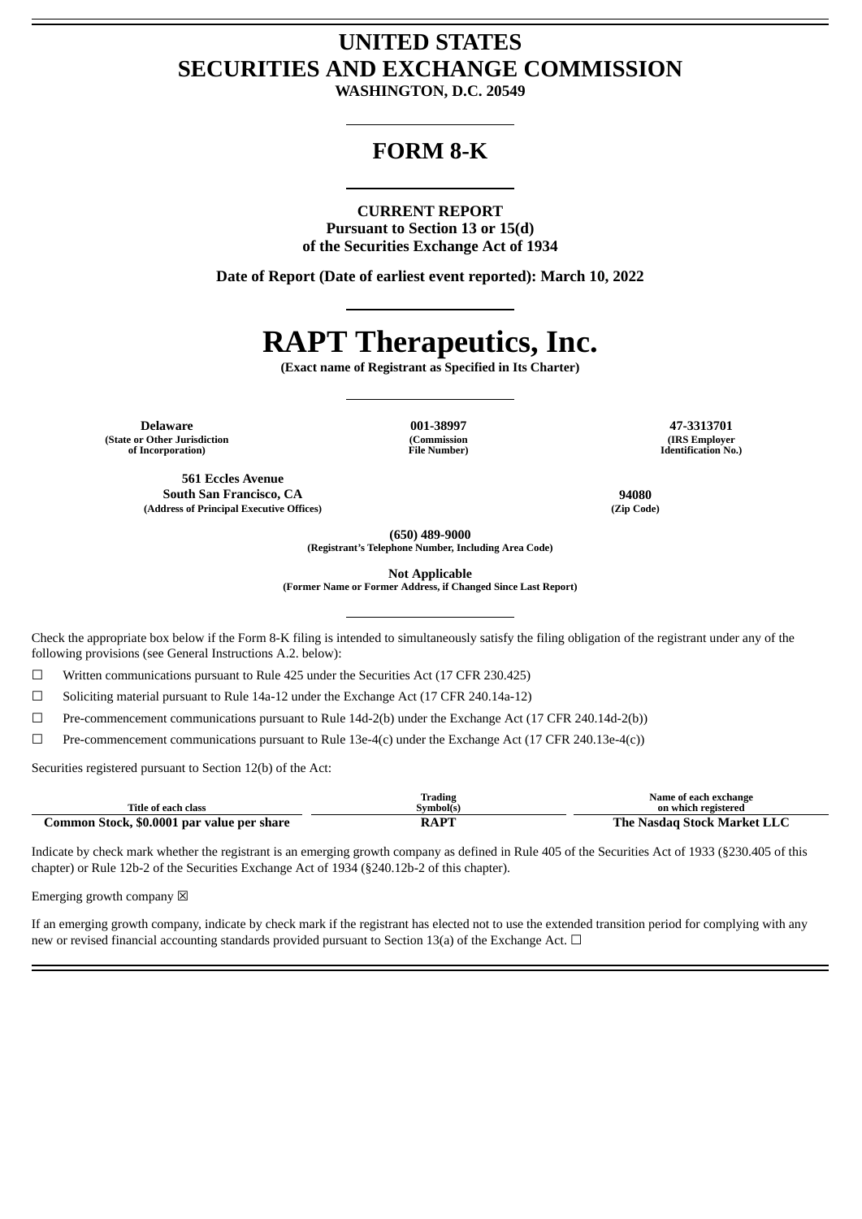# UNITED STATES
# SECURITIES AND EXCHANGE COMMISSION

**WASHINGTON, D.C. 20549**

## FORM 8-K

**CURRENT REPORT**
**Pursuant to Section 13 or 15(d)**
**of the Securities Exchange Act of 1934**

**Date of Report (Date of earliest event reported): March 10, 2022**

# RAPT Therapeutics, Inc.

**(Exact name of Registrant as Specified in Its Charter)**

| Delaware | 001-38997 | 47-3313701 |
|---|---|---|
| (State or Other Jurisdiction of Incorporation) | (Commission File Number) | (IRS Employer Identification No.) |

| 561 Eccles Avenue South San Francisco, CA | 94080 |
|---|---|
| (Address of Principal Executive Offices) | (Zip Code) |

**(650) 489-9000**
**(Registrant's Telephone Number, Including Area Code)**

**Not Applicable**
**(Former Name or Former Address, if Changed Since Last Report)**

Check the appropriate box below if the Form 8-K filing is intended to simultaneously satisfy the filing obligation of the registrant under any of the following provisions (see General Instructions A.2. below):

☐ Written communications pursuant to Rule 425 under the Securities Act (17 CFR 230.425)

☐ Soliciting material pursuant to Rule 14a-12 under the Exchange Act (17 CFR 240.14a-12)

☐ Pre-commencement communications pursuant to Rule 14d-2(b) under the Exchange Act (17 CFR 240.14d-2(b))

☐ Pre-commencement communications pursuant to Rule 13e-4(c) under the Exchange Act (17 CFR 240.13e-4(c))

Securities registered pursuant to Section 12(b) of the Act:

| Title of each class | Trading Symbol(s) | Name of each exchange on which registered |
|---|---|---|
| **Common Stock, $0.0001 par value per share** | **RAPT** | **The Nasdaq Stock Market LLC** |

Indicate by check mark whether the registrant is an emerging growth company as defined in Rule 405 of the Securities Act of 1933 (§230.405 of this chapter) or Rule 12b-2 of the Securities Exchange Act of 1934 (§240.12b-2 of this chapter).

Emerging growth company ☒

If an emerging growth company, indicate by check mark if the registrant has elected not to use the extended transition period for complying with any new or revised financial accounting standards provided pursuant to Section 13(a) of the Exchange Act. ☐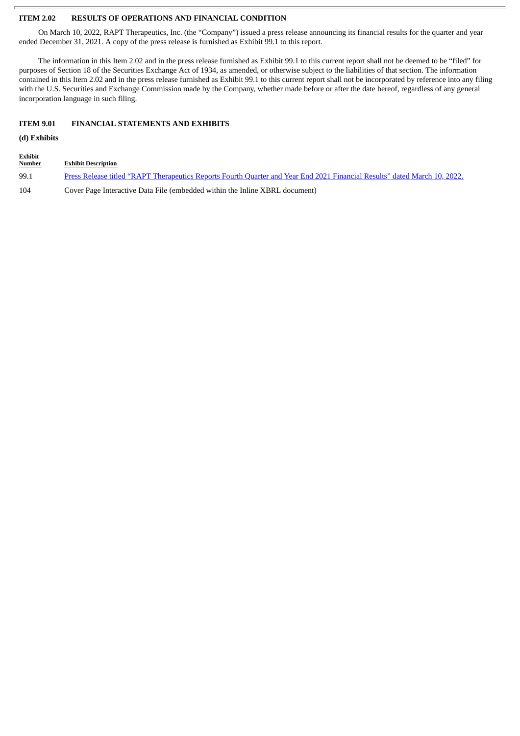## ITEM 2.02 RESULTS OF OPERATIONS AND FINANCIAL CONDITION

On March 10, 2022, RAPT Therapeutics, Inc. (the "Company") issued a press release announcing its financial results for the quarter and year ended December 31, 2021. A copy of the press release is furnished as Exhibit 99.1 to this report.

The information in this Item 2.02 and in the press release furnished as Exhibit 99.1 to this current report shall not be deemed to be "filed" for purposes of Section 18 of the Securities Exchange Act of 1934, as amended, or otherwise subject to the liabilities of that section. The information contained in this Item 2.02 and in the press release furnished as Exhibit 99.1 to this current report shall not be incorporated by reference into any filing with the U.S. Securities and Exchange Commission made by the Company, whether made before or after the date hereof, regardless of any general incorporation language in such filing.

## ITEM 9.01 FINANCIAL STATEMENTS AND EXHIBITS

**(d) Exhibits**

| Exhibit Number | Exhibit Description |
|---|---|
| 99.1 | Press Release titled "RAPT Therapeutics Reports Fourth Quarter and Year End 2021 Financial Results" dated March 10, 2022. |
| 104 | Cover Page Interactive Data File (embedded within the Inline XBRL document) |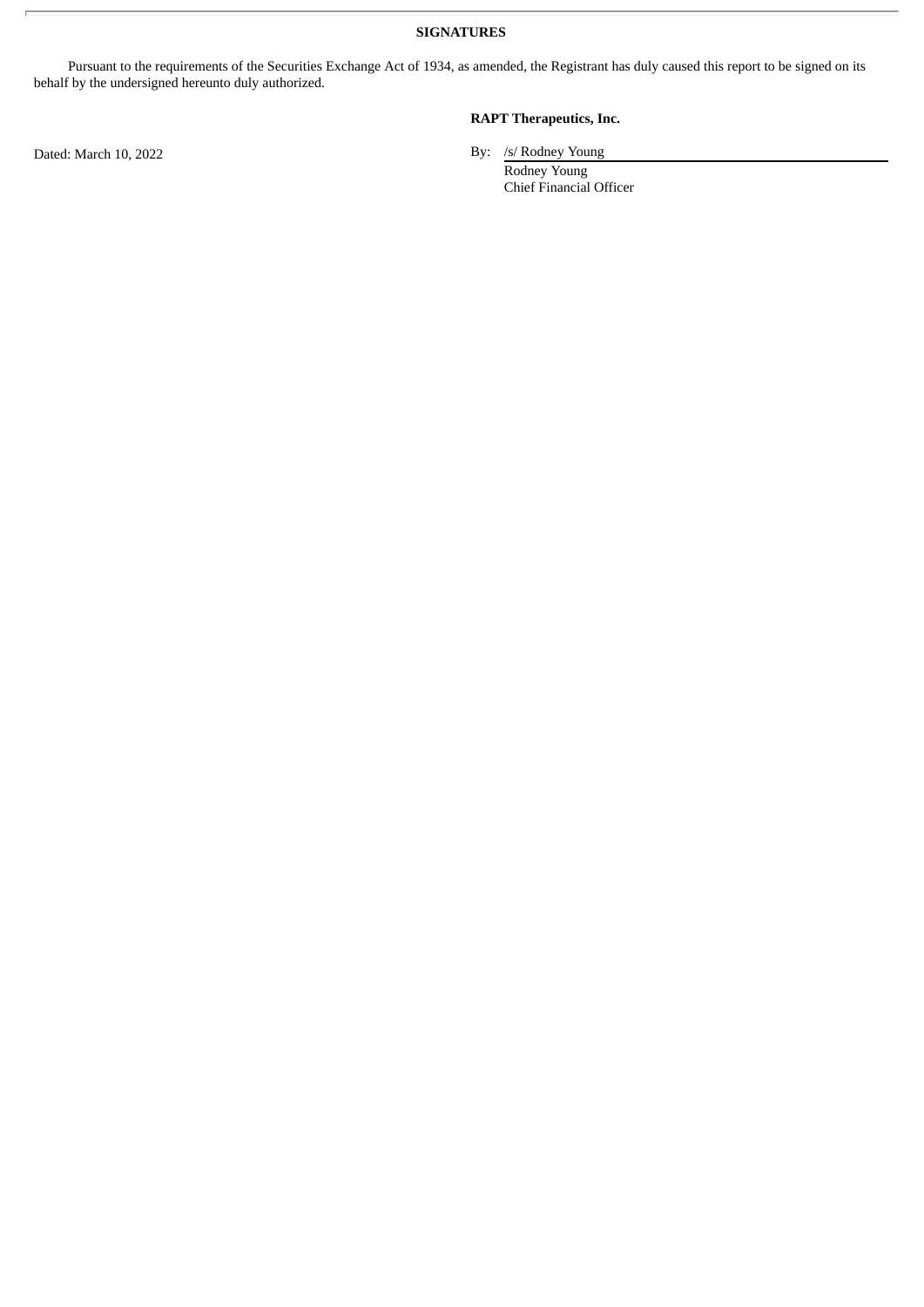**SIGNATURES**

Pursuant to the requirements of the Securities Exchange Act of 1934, as amended, the Registrant has duly caused this report to be signed on its behalf by the undersigned hereunto duly authorized.

**RAPT Therapeutics, Inc.**

Dated: March 10, 2022

By: /s/ Rodney Young
Rodney Young
Chief Financial Officer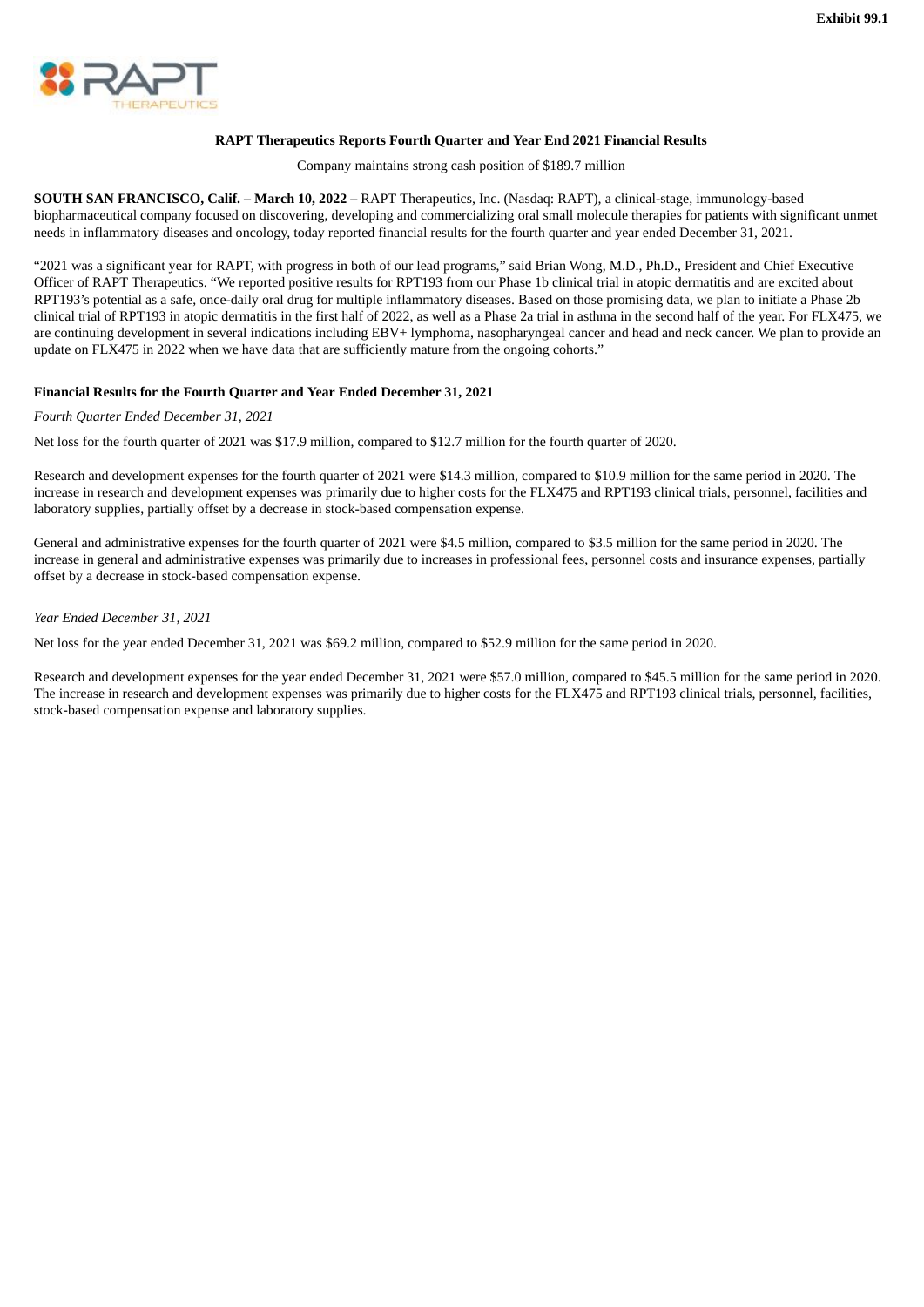**Exhibit 99.1**

**RAPT Therapeutics Reports Fourth Quarter and Year End 2021 Financial Results**

Company maintains strong cash position of $189.7 million

**SOUTH SAN FRANCISCO, Calif. – March 10, 2022 –** RAPT Therapeutics, Inc. (Nasdaq: RAPT), a clinical-stage, immunology-based biopharmaceutical company focused on discovering, developing and commercializing oral small molecule therapies for patients with significant unmet needs in inflammatory diseases and oncology, today reported financial results for the fourth quarter and year ended December 31, 2021.

"2021 was a significant year for RAPT, with progress in both of our lead programs," said Brian Wong, M.D., Ph.D., President and Chief Executive Officer of RAPT Therapeutics. "We reported positive results for RPT193 from our Phase 1b clinical trial in atopic dermatitis and are excited about RPT193's potential as a safe, once-daily oral drug for multiple inflammatory diseases. Based on those promising data, we plan to initiate a Phase 2b clinical trial of RPT193 in atopic dermatitis in the first half of 2022, as well as a Phase 2a trial in asthma in the second half of the year. For FLX475, we are continuing development in several indications including EBV+ lymphoma, nasopharyngeal cancer and head and neck cancer. We plan to provide an update on FLX475 in 2022 when we have data that are sufficiently mature from the ongoing cohorts."

**Financial Results for the Fourth Quarter and Year Ended December 31, 2021**

*Fourth Quarter Ended December 31, 2021*

Net loss for the fourth quarter of 2021 was $17.9 million, compared to $12.7 million for the fourth quarter of 2020.

Research and development expenses for the fourth quarter of 2021 were $14.3 million, compared to $10.9 million for the same period in 2020. The increase in research and development expenses was primarily due to higher costs for the FLX475 and RPT193 clinical trials, personnel, facilities and laboratory supplies, partially offset by a decrease in stock-based compensation expense.

General and administrative expenses for the fourth quarter of 2021 were $4.5 million, compared to $3.5 million for the same period in 2020. The increase in general and administrative expenses was primarily due to increases in professional fees, personnel costs and insurance expenses, partially offset by a decrease in stock-based compensation expense.

*Year Ended December 31, 2021*

Net loss for the year ended December 31, 2021 was $69.2 million, compared to $52.9 million for the same period in 2020.

Research and development expenses for the year ended December 31, 2021 were $57.0 million, compared to $45.5 million for the same period in 2020. The increase in research and development expenses was primarily due to higher costs for the FLX475 and RPT193 clinical trials, personnel, facilities, stock-based compensation expense and laboratory supplies.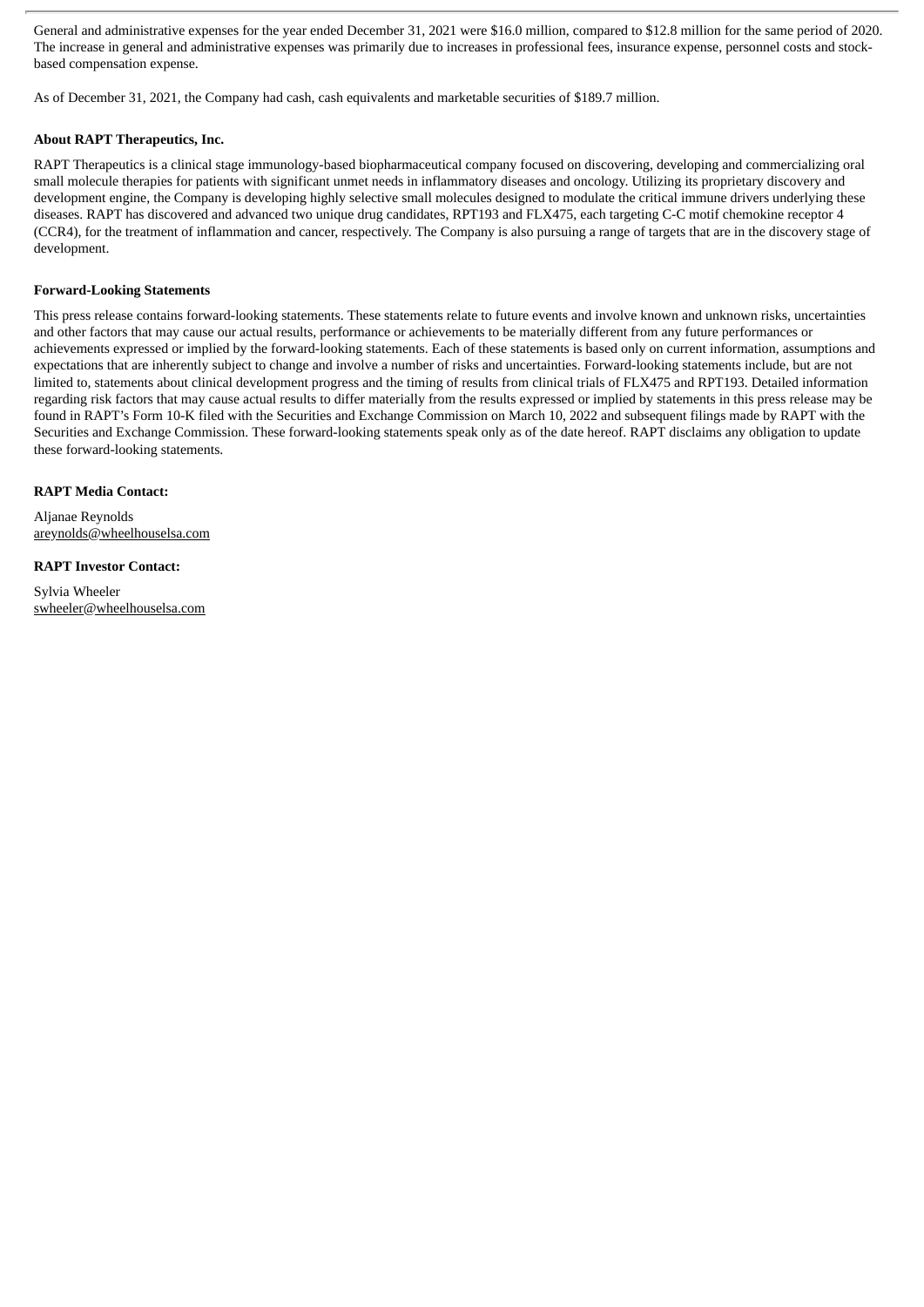General and administrative expenses for the year ended December 31, 2021 were $16.0 million, compared to $12.8 million for the same period of 2020. The increase in general and administrative expenses was primarily due to increases in professional fees, insurance expense, personnel costs and stock-based compensation expense.

As of December 31, 2021, the Company had cash, cash equivalents and marketable securities of $189.7 million.

**About RAPT Therapeutics, Inc.**

RAPT Therapeutics is a clinical stage immunology-based biopharmaceutical company focused on discovering, developing and commercializing oral small molecule therapies for patients with significant unmet needs in inflammatory diseases and oncology. Utilizing its proprietary discovery and development engine, the Company is developing highly selective small molecules designed to modulate the critical immune drivers underlying these diseases. RAPT has discovered and advanced two unique drug candidates, RPT193 and FLX475, each targeting C-C motif chemokine receptor 4 (CCR4), for the treatment of inflammation and cancer, respectively. The Company is also pursuing a range of targets that are in the discovery stage of development.

**Forward-Looking Statements**

This press release contains forward-looking statements. These statements relate to future events and involve known and unknown risks, uncertainties and other factors that may cause our actual results, performance or achievements to be materially different from any future performances or achievements expressed or implied by the forward-looking statements. Each of these statements is based only on current information, assumptions and expectations that are inherently subject to change and involve a number of risks and uncertainties. Forward-looking statements include, but are not limited to, statements about clinical development progress and the timing of results from clinical trials of FLX475 and RPT193. Detailed information regarding risk factors that may cause actual results to differ materially from the results expressed or implied by statements in this press release may be found in RAPT's Form 10-K filed with the Securities and Exchange Commission on March 10, 2022 and subsequent filings made by RAPT with the Securities and Exchange Commission. These forward-looking statements speak only as of the date hereof. RAPT disclaims any obligation to update these forward-looking statements.

**RAPT Media Contact:**

Aljanae Reynolds
areynolds@wheelhouselsa.com

**RAPT Investor Contact:**

Sylvia Wheeler
swheeler@wheelhouselsa.com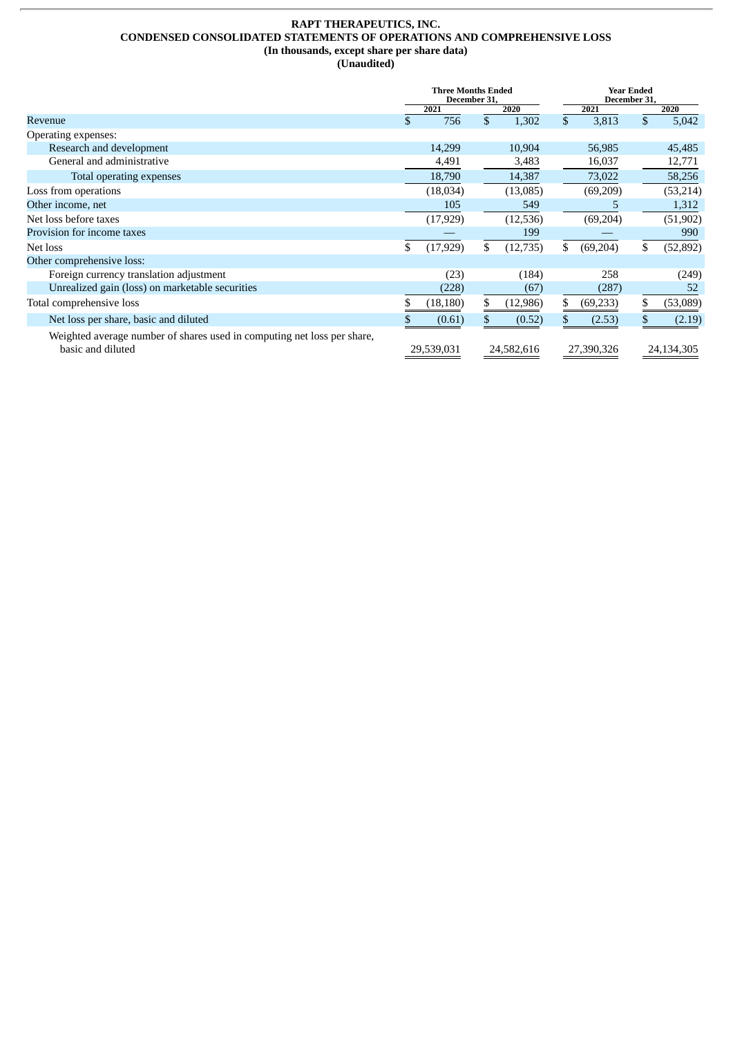**RAPT THERAPEUTICS, INC.**
**CONDENSED CONSOLIDATED STATEMENTS OF OPERATIONS AND COMPREHENSIVE LOSS**
**(In thousands, except share per share data)**
**(Unaudited)**

| | Three Months Ended December 31, | | Year Ended December 31, | |
|---|---|---|---|---|
| | 2021 | 2020 | 2021 | 2020 |
| Revenue | $ 756 | $ 1,302 | $ 3,813 | $ 5,042 |
| Operating expenses: | | | | |
| Research and development | 14,299 | 10,904 | 56,985 | 45,485 |
| General and administrative | 4,491 | 3,483 | 16,037 | 12,771 |
| Total operating expenses | 18,790 | 14,387 | 73,022 | 58,256 |
| Loss from operations | (18,034) | (13,085) | (69,209) | (53,214) |
| Other income, net | 105 | 549 | 5 | 1,312 |
| Net loss before taxes | (17,929) | (12,536) | (69,204) | (51,902) |
| Provision for income taxes | — | 199 | — | 990 |
| Net loss | $ (17,929) | $ (12,735) | $ (69,204) | $ (52,892) |
| Other comprehensive loss: | | | | |
| Foreign currency translation adjustment | (23) | (184) | 258 | (249) |
| Unrealized gain (loss) on marketable securities | (228) | (67) | (287) | 52 |
| Total comprehensive loss | $ (18,180) | $ (12,986) | $ (69,233) | $ (53,089) |
| Net loss per share, basic and diluted | $ (0.61) | $ (0.52) | $ (2.53) | $ (2.19) |
| Weighted average number of shares used in computing net loss per share, basic and diluted | 29,539,031 | 24,582,616 | 27,390,326 | 24,134,305 |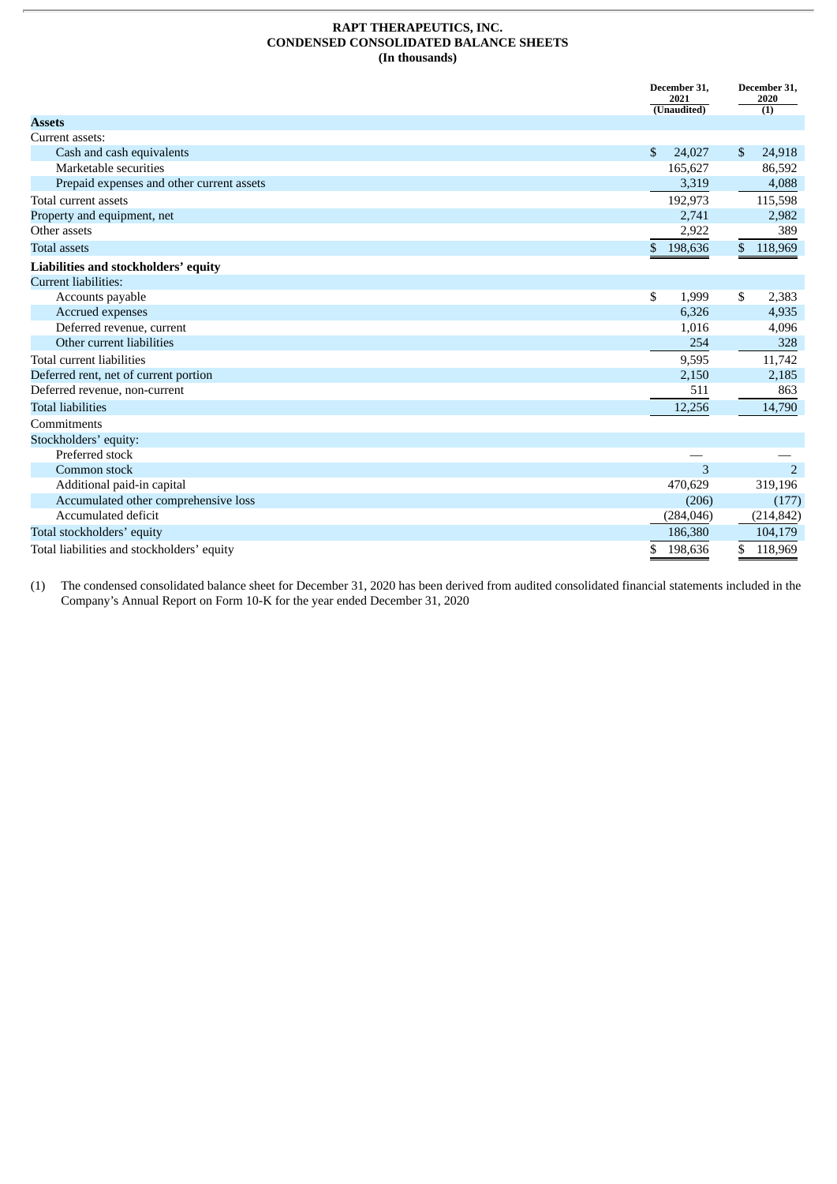**RAPT THERAPEUTICS, INC.**
**CONDENSED CONSOLIDATED BALANCE SHEETS**
**(In thousands)**

| | December 31, 2021 (Unaudited) | December 31, 2020 (1) |
|---|---|---|
| **Assets** | | |
| Current assets: | | |
| Cash and cash equivalents | $ 24,027 | $ 24,918 |
| Marketable securities | 165,627 | 86,592 |
| Prepaid expenses and other current assets | 3,319 | 4,088 |
| Total current assets | 192,973 | 115,598 |
| Property and equipment, net | 2,741 | 2,982 |
| Other assets | 2,922 | 389 |
| Total assets | $ 198,636 | $ 118,969 |
| **Liabilities and stockholders' equity** | | |
| Current liabilities: | | |
| Accounts payable | $ 1,999 | $ 2,383 |
| Accrued expenses | 6,326 | 4,935 |
| Deferred revenue, current | 1,016 | 4,096 |
| Other current liabilities | 254 | 328 |
| Total current liabilities | 9,595 | 11,742 |
| Deferred rent, net of current portion | 2,150 | 2,185 |
| Deferred revenue, non-current | 511 | 863 |
| Total liabilities | 12,256 | 14,790 |
| Commitments | | |
| Stockholders' equity: | | |
| Preferred stock | — | — |
| Common stock | 3 | 2 |
| Additional paid-in capital | 470,629 | 319,196 |
| Accumulated other comprehensive loss | (206) | (177) |
| Accumulated deficit | (284,046) | (214,842) |
| Total stockholders' equity | 186,380 | 104,179 |
| Total liabilities and stockholders' equity | $ 198,636 | $ 118,969 |

(1) The condensed consolidated balance sheet for December 31, 2020 has been derived from audited consolidated financial statements included in the Company's Annual Report on Form 10-K for the year ended December 31, 2020